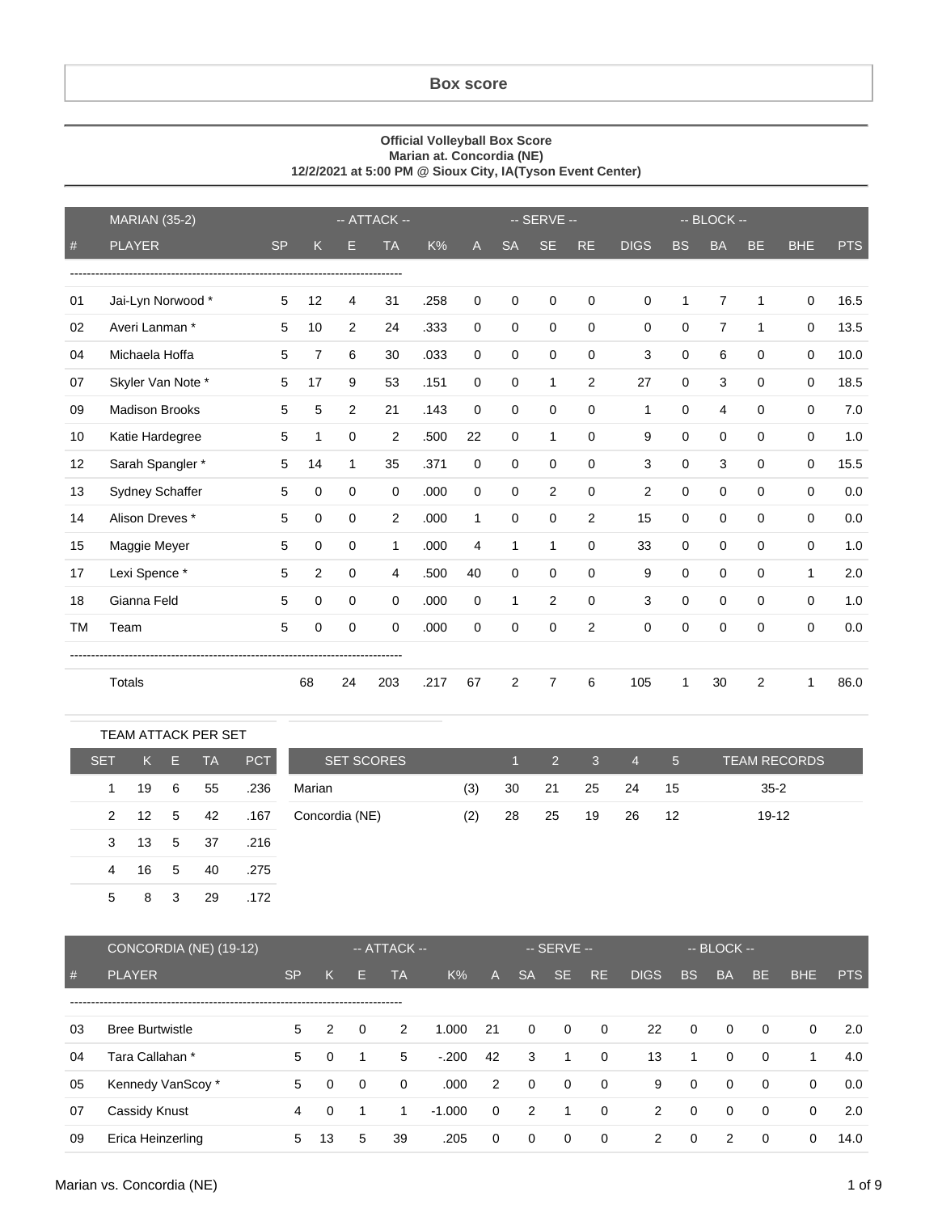# Box score

**Official Volleyball Box Score**
**Marian at. Concordia (NE)**
**12/2/2021 at 5:00 PM @ Sioux City, IA(Tyson Event Center)**

| | MARIAN (35-2) | | -- ATTACK -- | | | | | -- SERVE -- | | | | -- BLOCK -- | | | | |
|---|---|---|---|---|---|---|---|---|---|---|---|---|---|---|---|---|
| # | PLAYER | SP | K | E | TA | K% | A | SA | SE | RE | DIGS | BS | BA | BE | BHE | PTS |
| 01 | Jai-Lyn Norwood * | 5 | 12 | 4 | 31 | .258 | 0 | 0 | 0 | 0 | 0 | 1 | 7 | 1 | 0 | 16.5 |
| 02 | Averi Lanman * | 5 | 10 | 2 | 24 | .333 | 0 | 0 | 0 | 0 | 0 | 0 | 7 | 1 | 0 | 13.5 |
| 04 | Michaela Hoffa | 5 | 7 | 6 | 30 | .033 | 0 | 0 | 0 | 0 | 3 | 0 | 6 | 0 | 0 | 10.0 |
| 07 | Skyler Van Note * | 5 | 17 | 9 | 53 | .151 | 0 | 0 | 1 | 2 | 27 | 0 | 3 | 0 | 0 | 18.5 |
| 09 | Madison Brooks | 5 | 5 | 2 | 21 | .143 | 0 | 0 | 0 | 0 | 1 | 0 | 4 | 0 | 0 | 7.0 |
| 10 | Katie Hardegree | 5 | 1 | 0 | 2 | .500 | 22 | 0 | 1 | 0 | 9 | 0 | 0 | 0 | 0 | 1.0 |
| 12 | Sarah Spangler * | 5 | 14 | 1 | 35 | .371 | 0 | 0 | 0 | 0 | 3 | 0 | 3 | 0 | 0 | 15.5 |
| 13 | Sydney Schaffer | 5 | 0 | 0 | 0 | .000 | 0 | 0 | 2 | 0 | 2 | 0 | 0 | 0 | 0 | 0.0 |
| 14 | Alison Dreves * | 5 | 0 | 0 | 2 | .000 | 1 | 0 | 0 | 2 | 15 | 0 | 0 | 0 | 0 | 0.0 |
| 15 | Maggie Meyer | 5 | 0 | 0 | 1 | .000 | 4 | 1 | 1 | 0 | 33 | 0 | 0 | 0 | 0 | 1.0 |
| 17 | Lexi Spence * | 5 | 2 | 0 | 4 | .500 | 40 | 0 | 0 | 0 | 9 | 0 | 0 | 0 | 1 | 2.0 |
| 18 | Gianna Feld | 5 | 0 | 0 | 0 | .000 | 0 | 1 | 2 | 0 | 3 | 0 | 0 | 0 | 0 | 1.0 |
| TM | Team | 5 | 0 | 0 | 0 | .000 | 0 | 0 | 0 | 2 | 0 | 0 | 0 | 0 | 0 | 0.0 |
| | Totals | | 68 | 24 | 203 | .217 | 67 | 2 | 7 | 6 | 105 | 1 | 30 | 2 | 1 | 86.0 |

TEAM ATTACK PER SET

| SET | K | E | TA | PCT |
|---|---|---|---|---|
| 1 | 19 | 6 | 55 | .236 |
| 2 | 12 | 5 | 42 | .167 |
| 3 | 13 | 5 | 37 | .216 |
| 4 | 16 | 5 | 40 | .275 |
| 5 | 8 | 3 | 29 | .172 |

| SET SCORES | | 1 | 2 | 3 | 4 | 5 | TEAM RECORDS |
|---|---|---|---|---|---|---|---|
| Marian | (3) | 30 | 21 | 25 | 24 | 15 | 35-2 |
| Concordia (NE) | (2) | 28 | 25 | 19 | 26 | 12 | 19-12 |

| | CONCORDIA (NE) (19-12) | | -- ATTACK -- | | | | | -- SERVE -- | | | | -- BLOCK -- | | | | |
|---|---|---|---|---|---|---|---|---|---|---|---|---|---|---|---|---|
| # | PLAYER | SP | K | E | TA | K% | A | SA | SE | RE | DIGS | BS | BA | BE | BHE | PTS |
| 03 | Bree Burtwistle | 5 | 2 | 0 | 2 | 1.000 | 21 | 0 | 0 | 0 | 22 | 0 | 0 | 0 | 0 | 2.0 |
| 04 | Tara Callahan * | 5 | 0 | 1 | 5 | -.200 | 42 | 3 | 1 | 0 | 13 | 1 | 0 | 0 | 1 | 4.0 |
| 05 | Kennedy VanScoy * | 5 | 0 | 0 | 0 | .000 | 2 | 0 | 0 | 0 | 9 | 0 | 0 | 0 | 0 | 0.0 |
| 07 | Cassidy Knust | 4 | 0 | 1 | 1 | -1.000 | 0 | 2 | 1 | 0 | 2 | 0 | 0 | 0 | 0 | 2.0 |
| 09 | Erica Heinzerling | 5 | 13 | 5 | 39 | .205 | 0 | 0 | 0 | 0 | 2 | 0 | 2 | 0 | 0 | 14.0 |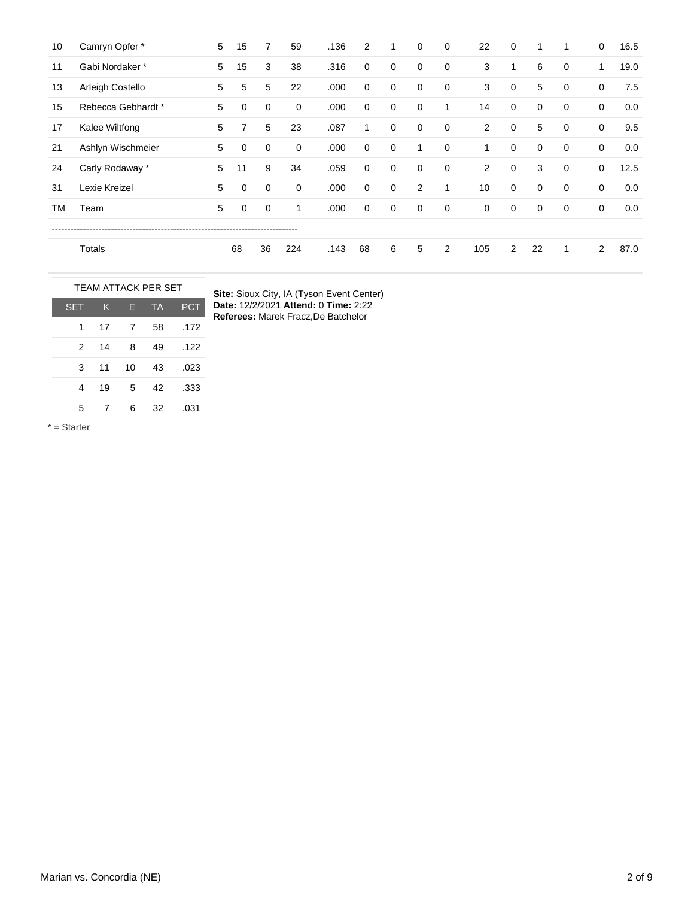| 10 | Camryn Opfer * | 5 | 15 | 7 | 59 | .136 | 2 | 1 | 0 | 0 | 22 | 0 | 1 | 1 | 0 | 16.5 |
|---|---|---|---|---|---|---|---|---|---|---|---|---|---|---|---|---|
| 11 | Gabi Nordaker * | 5 | 15 | 3 | 38 | .316 | 0 | 0 | 0 | 0 | 3 | 1 | 6 | 0 | 1 | 19.0 |
| 13 | Arleigh Costello | 5 | 5 | 5 | 22 | .000 | 0 | 0 | 0 | 0 | 3 | 0 | 5 | 0 | 0 | 7.5 |
| 15 | Rebecca Gebhardt * | 5 | 0 | 0 | 0 | .000 | 0 | 0 | 0 | 1 | 14 | 0 | 0 | 0 | 0 | 0.0 |
| 17 | Kalee Wiltfong | 5 | 7 | 5 | 23 | .087 | 1 | 0 | 0 | 0 | 2 | 0 | 5 | 0 | 0 | 9.5 |
| 21 | Ashlyn Wischmeier | 5 | 0 | 0 | 0 | .000 | 0 | 0 | 1 | 0 | 1 | 0 | 0 | 0 | 0 | 0.0 |
| 24 | Carly Rodaway * | 5 | 11 | 9 | 34 | .059 | 0 | 0 | 0 | 0 | 2 | 0 | 3 | 0 | 0 | 12.5 |
| 31 | Lexie Kreizel | 5 | 0 | 0 | 0 | .000 | 0 | 0 | 2 | 1 | 10 | 0 | 0 | 0 | 0 | 0.0 |
| TM | Team | 5 | 0 | 0 | 1 | .000 | 0 | 0 | 0 | 0 | 0 | 0 | 0 | 0 | 0 | 0.0 |
| | Totals | | 68 | 36 | 224 | .143 | 68 | 6 | 5 | 2 | 105 | 2 | 22 | 1 | 2 | 87.0 |

TEAM ATTACK PER SET

| SET | K | E | TA | PCT |
|---|---|---|---|---|
| 1 | 17 | 7 | 58 | .172 |
| 2 | 14 | 8 | 49 | .122 |
| 3 | 11 | 10 | 43 | .023 |
| 4 | 19 | 5 | 42 | .333 |
| 5 | 7 | 6 | 32 | .031 |

**Site:** Sioux City, IA (Tyson Event Center)
**Date:** 12/2/2021 **Attend:** 0 **Time:** 2:22
**Referees:** Marek Fracz,De Batchelor

* = Starter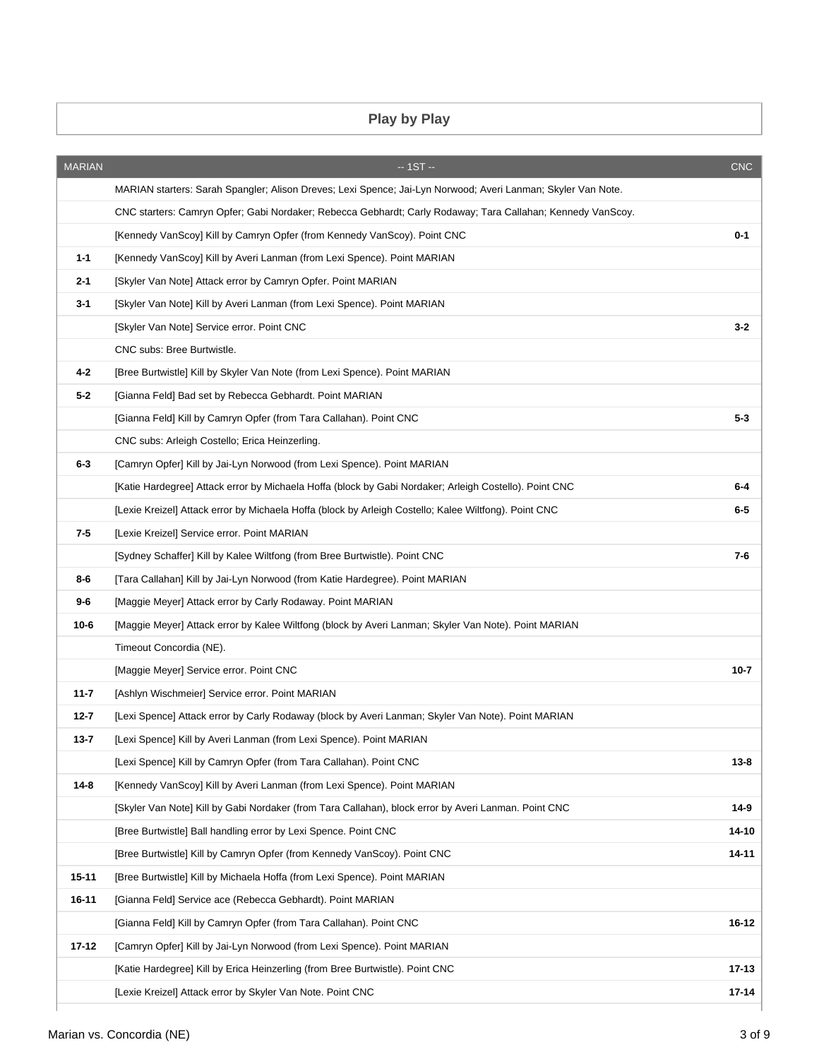## Play by Play

| MARIAN | -- 1ST -- | CNC |
| --- | --- | --- |
| | MARIAN starters: Sarah Spangler; Alison Dreves; Lexi Spence; Jai-Lyn Norwood; Averi Lanman; Skyler Van Note. | |
| | CNC starters: Camryn Opfer; Gabi Nordaker; Rebecca Gebhardt; Carly Rodaway; Tara Callahan; Kennedy VanScoy. | |
| | [Kennedy VanScoy] Kill by Camryn Opfer (from Kennedy VanScoy). Point CNC | **0-1** |
| **1-1** | [Kennedy VanScoy] Kill by Averi Lanman (from Lexi Spence). Point MARIAN | |
| **2-1** | [Skyler Van Note] Attack error by Camryn Opfer. Point MARIAN | |
| **3-1** | [Skyler Van Note] Kill by Averi Lanman (from Lexi Spence). Point MARIAN | |
| | [Skyler Van Note] Service error. Point CNC | **3-2** |
| | CNC subs: Bree Burtwistle. | |
| **4-2** | [Bree Burtwistle] Kill by Skyler Van Note (from Lexi Spence). Point MARIAN | |
| **5-2** | [Gianna Feld] Bad set by Rebecca Gebhardt. Point MARIAN | |
| | [Gianna Feld] Kill by Camryn Opfer (from Tara Callahan). Point CNC | **5-3** |
| | CNC subs: Arleigh Costello; Erica Heinzerling. | |
| **6-3** | [Camryn Opfer] Kill by Jai-Lyn Norwood (from Lexi Spence). Point MARIAN | |
| | [Katie Hardegree] Attack error by Michaela Hoffa (block by Gabi Nordaker; Arleigh Costello). Point CNC | **6-4** |
| | [Lexie Kreizel] Attack error by Michaela Hoffa (block by Arleigh Costello; Kalee Wiltfong). Point CNC | **6-5** |
| **7-5** | [Lexie Kreizel] Service error. Point MARIAN | |
| | [Sydney Schaffer] Kill by Kalee Wiltfong (from Bree Burtwistle). Point CNC | **7-6** |
| **8-6** | [Tara Callahan] Kill by Jai-Lyn Norwood (from Katie Hardegree). Point MARIAN | |
| **9-6** | [Maggie Meyer] Attack error by Carly Rodaway. Point MARIAN | |
| **10-6** | [Maggie Meyer] Attack error by Kalee Wiltfong (block by Averi Lanman; Skyler Van Note). Point MARIAN | |
| | Timeout Concordia (NE). | |
| | [Maggie Meyer] Service error. Point CNC | **10-7** |
| **11-7** | [Ashlyn Wischmeier] Service error. Point MARIAN | |
| **12-7** | [Lexi Spence] Attack error by Carly Rodaway (block by Averi Lanman; Skyler Van Note). Point MARIAN | |
| **13-7** | [Lexi Spence] Kill by Averi Lanman (from Lexi Spence). Point MARIAN | |
| | [Lexi Spence] Kill by Camryn Opfer (from Tara Callahan). Point CNC | **13-8** |
| **14-8** | [Kennedy VanScoy] Kill by Averi Lanman (from Lexi Spence). Point MARIAN | |
| | [Skyler Van Note] Kill by Gabi Nordaker (from Tara Callahan), block error by Averi Lanman. Point CNC | **14-9** |
| | [Bree Burtwistle] Ball handling error by Lexi Spence. Point CNC | **14-10** |
| | [Bree Burtwistle] Kill by Camryn Opfer (from Kennedy VanScoy). Point CNC | **14-11** |
| **15-11** | [Bree Burtwistle] Kill by Michaela Hoffa (from Lexi Spence). Point MARIAN | |
| **16-11** | [Gianna Feld] Service ace (Rebecca Gebhardt). Point MARIAN | |
| | [Gianna Feld] Kill by Camryn Opfer (from Tara Callahan). Point CNC | **16-12** |
| **17-12** | [Camryn Opfer] Kill by Jai-Lyn Norwood (from Lexi Spence). Point MARIAN | |
| | [Katie Hardegree] Kill by Erica Heinzerling (from Bree Burtwistle). Point CNC | **17-13** |
| | [Lexie Kreizel] Attack error by Skyler Van Note. Point CNC | **17-14** |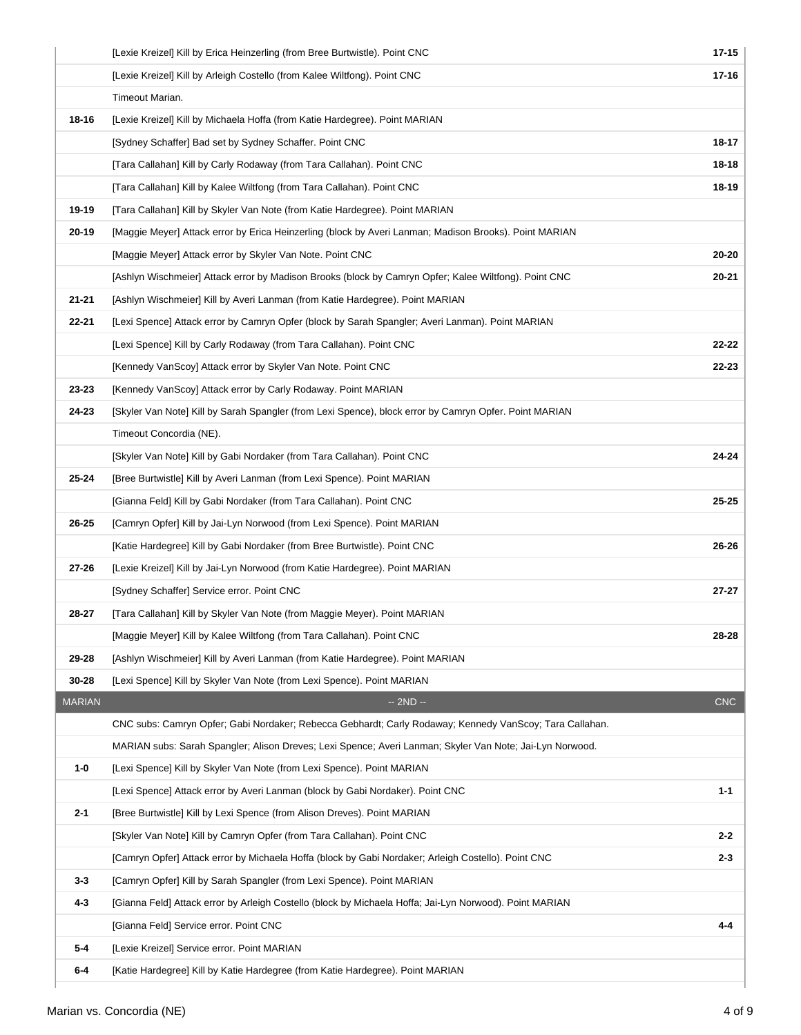| MARIAN | | CNC |
|---|---|---|
| | [Lexie Kreizel] Kill by Erica Heinzerling (from Bree Burtwistle). Point CNC | 17-15 |
| | [Lexie Kreizel] Kill by Arleigh Costello (from Kalee Wiltfong). Point CNC | 17-16 |
| | Timeout Marian. | |
| 18-16 | [Lexie Kreizel] Kill by Michaela Hoffa (from Katie Hardegree). Point MARIAN | |
| | [Sydney Schaffer] Bad set by Sydney Schaffer. Point CNC | 18-17 |
| | [Tara Callahan] Kill by Carly Rodaway (from Tara Callahan). Point CNC | 18-18 |
| | [Tara Callahan] Kill by Kalee Wiltfong (from Tara Callahan). Point CNC | 18-19 |
| 19-19 | [Tara Callahan] Kill by Skyler Van Note (from Katie Hardegree). Point MARIAN | |
| 20-19 | [Maggie Meyer] Attack error by Erica Heinzerling (block by Averi Lanman; Madison Brooks). Point MARIAN | |
| | [Maggie Meyer] Attack error by Skyler Van Note. Point CNC | 20-20 |
| | [Ashlyn Wischmeier] Attack error by Madison Brooks (block by Camryn Opfer; Kalee Wiltfong). Point CNC | 20-21 |
| 21-21 | [Ashlyn Wischmeier] Kill by Averi Lanman (from Katie Hardegree). Point MARIAN | |
| 22-21 | [Lexi Spence] Attack error by Camryn Opfer (block by Sarah Spangler; Averi Lanman). Point MARIAN | |
| | [Lexi Spence] Kill by Carly Rodaway (from Tara Callahan). Point CNC | 22-22 |
| | [Kennedy VanScoy] Attack error by Skyler Van Note. Point CNC | 22-23 |
| 23-23 | [Kennedy VanScoy] Attack error by Carly Rodaway. Point MARIAN | |
| 24-23 | [Skyler Van Note] Kill by Sarah Spangler (from Lexi Spence), block error by Camryn Opfer. Point MARIAN | |
| | Timeout Concordia (NE). | |
| | [Skyler Van Note] Kill by Gabi Nordaker (from Tara Callahan). Point CNC | 24-24 |
| 25-24 | [Bree Burtwistle] Kill by Averi Lanman (from Lexi Spence). Point MARIAN | |
| | [Gianna Feld] Kill by Gabi Nordaker (from Tara Callahan). Point CNC | 25-25 |
| 26-25 | [Camryn Opfer] Kill by Jai-Lyn Norwood (from Lexi Spence). Point MARIAN | |
| | [Katie Hardegree] Kill by Gabi Nordaker (from Bree Burtwistle). Point CNC | 26-26 |
| 27-26 | [Lexie Kreizel] Kill by Jai-Lyn Norwood (from Katie Hardegree). Point MARIAN | |
| | [Sydney Schaffer] Service error. Point CNC | 27-27 |
| 28-27 | [Tara Callahan] Kill by Skyler Van Note (from Maggie Meyer). Point MARIAN | |
| | [Maggie Meyer] Kill by Kalee Wiltfong (from Tara Callahan). Point CNC | 28-28 |
| 29-28 | [Ashlyn Wischmeier] Kill by Averi Lanman (from Katie Hardegree). Point MARIAN | |
| 30-28 | [Lexi Spence] Kill by Skyler Van Note (from Lexi Spence). Point MARIAN | |
| MARIAN | -- 2ND -- | CNC |
| | CNC subs: Camryn Opfer; Gabi Nordaker; Rebecca Gebhardt; Carly Rodaway; Kennedy VanScoy; Tara Callahan. | |
| | MARIAN subs: Sarah Spangler; Alison Dreves; Lexi Spence; Averi Lanman; Skyler Van Note; Jai-Lyn Norwood. | |
| 1-0 | [Lexi Spence] Kill by Skyler Van Note (from Lexi Spence). Point MARIAN | |
| | [Lexi Spence] Attack error by Averi Lanman (block by Gabi Nordaker). Point CNC | 1-1 |
| 2-1 | [Bree Burtwistle] Kill by Lexi Spence (from Alison Dreves). Point MARIAN | |
| | [Skyler Van Note] Kill by Camryn Opfer (from Tara Callahan). Point CNC | 2-2 |
| | [Camryn Opfer] Attack error by Michaela Hoffa (block by Gabi Nordaker; Arleigh Costello). Point CNC | 2-3 |
| 3-3 | [Camryn Opfer] Kill by Sarah Spangler (from Lexi Spence). Point MARIAN | |
| 4-3 | [Gianna Feld] Attack error by Arleigh Costello (block by Michaela Hoffa; Jai-Lyn Norwood). Point MARIAN | |
| | [Gianna Feld] Service error. Point CNC | 4-4 |
| 5-4 | [Lexie Kreizel] Service error. Point MARIAN | |
| 6-4 | [Katie Hardegree] Kill by Katie Hardegree (from Katie Hardegree). Point MARIAN | |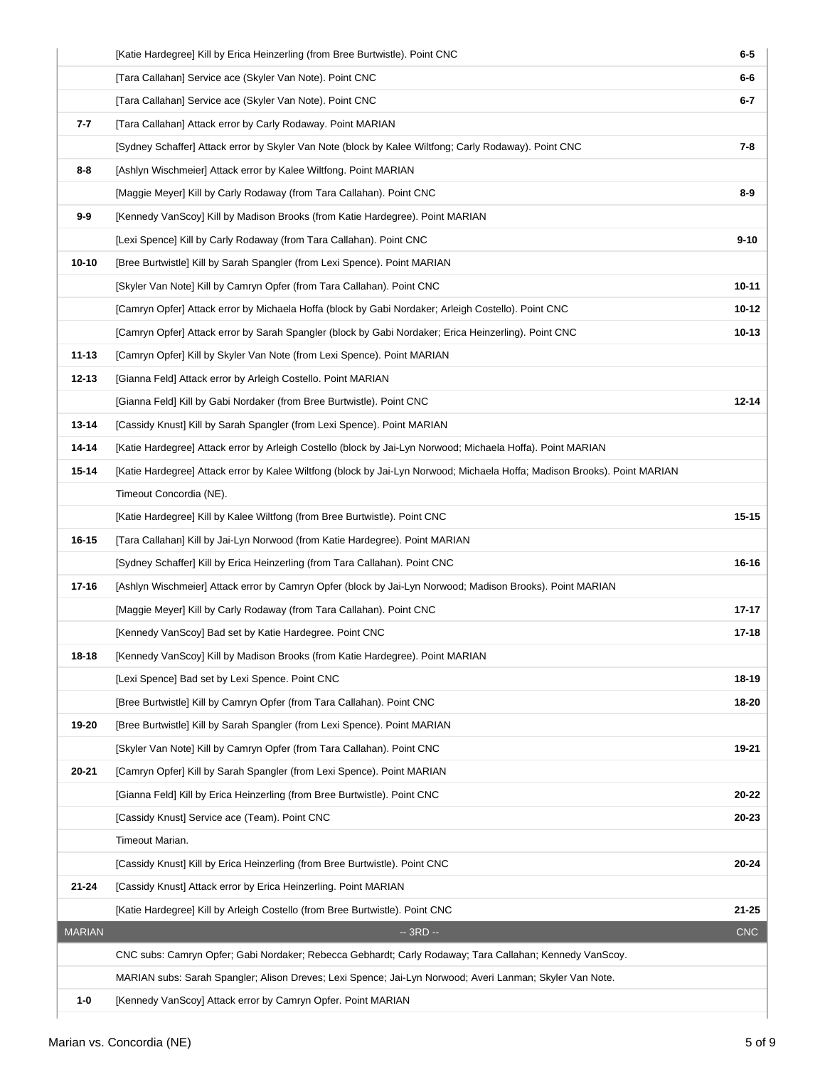| MARIAN | Play | CNC |
|---|---|---|
| | [Katie Hardegree] Kill by Erica Heinzerling (from Bree Burtwistle). Point CNC | 6-5 |
| | [Tara Callahan] Service ace (Skyler Van Note). Point CNC | 6-6 |
| | [Tara Callahan] Service ace (Skyler Van Note). Point CNC | 6-7 |
| 7-7 | [Tara Callahan] Attack error by Carly Rodaway. Point MARIAN | |
| | [Sydney Schaffer] Attack error by Skyler Van Note (block by Kalee Wiltfong; Carly Rodaway). Point CNC | 7-8 |
| 8-8 | [Ashlyn Wischmeier] Attack error by Kalee Wiltfong. Point MARIAN | |
| | [Maggie Meyer] Kill by Carly Rodaway (from Tara Callahan). Point CNC | 8-9 |
| 9-9 | [Kennedy VanScoy] Kill by Madison Brooks (from Katie Hardegree). Point MARIAN | |
| | [Lexi Spence] Kill by Carly Rodaway (from Tara Callahan). Point CNC | 9-10 |
| 10-10 | [Bree Burtwistle] Kill by Sarah Spangler (from Lexi Spence). Point MARIAN | |
| | [Skyler Van Note] Kill by Camryn Opfer (from Tara Callahan). Point CNC | 10-11 |
| | [Camryn Opfer] Attack error by Michaela Hoffa (block by Gabi Nordaker; Arleigh Costello). Point CNC | 10-12 |
| | [Camryn Opfer] Attack error by Sarah Spangler (block by Gabi Nordaker; Erica Heinzerling). Point CNC | 10-13 |
| 11-13 | [Camryn Opfer] Kill by Skyler Van Note (from Lexi Spence). Point MARIAN | |
| 12-13 | [Gianna Feld] Attack error by Arleigh Costello. Point MARIAN | |
| | [Gianna Feld] Kill by Gabi Nordaker (from Bree Burtwistle). Point CNC | 12-14 |
| 13-14 | [Cassidy Knust] Kill by Sarah Spangler (from Lexi Spence). Point MARIAN | |
| 14-14 | [Katie Hardegree] Attack error by Arleigh Costello (block by Jai-Lyn Norwood; Michaela Hoffa). Point MARIAN | |
| 15-14 | [Katie Hardegree] Attack error by Kalee Wiltfong (block by Jai-Lyn Norwood; Michaela Hoffa; Madison Brooks). Point MARIAN | |
| | Timeout Concordia (NE). | |
| | [Katie Hardegree] Kill by Kalee Wiltfong (from Bree Burtwistle). Point CNC | 15-15 |
| 16-15 | [Tara Callahan] Kill by Jai-Lyn Norwood (from Katie Hardegree). Point MARIAN | |
| | [Sydney Schaffer] Kill by Erica Heinzerling (from Tara Callahan). Point CNC | 16-16 |
| 17-16 | [Ashlyn Wischmeier] Attack error by Camryn Opfer (block by Jai-Lyn Norwood; Madison Brooks). Point MARIAN | |
| | [Maggie Meyer] Kill by Carly Rodaway (from Tara Callahan). Point CNC | 17-17 |
| | [Kennedy VanScoy] Bad set by Katie Hardegree. Point CNC | 17-18 |
| 18-18 | [Kennedy VanScoy] Kill by Madison Brooks (from Katie Hardegree). Point MARIAN | |
| | [Lexi Spence] Bad set by Lexi Spence. Point CNC | 18-19 |
| | [Bree Burtwistle] Kill by Camryn Opfer (from Tara Callahan). Point CNC | 18-20 |
| 19-20 | [Bree Burtwistle] Kill by Sarah Spangler (from Lexi Spence). Point MARIAN | |
| | [Skyler Van Note] Kill by Camryn Opfer (from Tara Callahan). Point CNC | 19-21 |
| 20-21 | [Camryn Opfer] Kill by Sarah Spangler (from Lexi Spence). Point MARIAN | |
| | [Gianna Feld] Kill by Erica Heinzerling (from Bree Burtwistle). Point CNC | 20-22 |
| | [Cassidy Knust] Service ace (Team). Point CNC | 20-23 |
| | Timeout Marian. | |
| | [Cassidy Knust] Kill by Erica Heinzerling (from Bree Burtwistle). Point CNC | 20-24 |
| 21-24 | [Cassidy Knust] Attack error by Erica Heinzerling. Point MARIAN | |
| | [Katie Hardegree] Kill by Arleigh Costello (from Bree Burtwistle). Point CNC | 21-25 |
| MARIAN | -- 3RD -- | CNC |
| | CNC subs: Camryn Opfer; Gabi Nordaker; Rebecca Gebhardt; Carly Rodaway; Tara Callahan; Kennedy VanScoy. | |
| | MARIAN subs: Sarah Spangler; Alison Dreves; Lexi Spence; Jai-Lyn Norwood; Averi Lanman; Skyler Van Note. | |
| 1-0 | [Kennedy VanScoy] Attack error by Camryn Opfer. Point MARIAN | |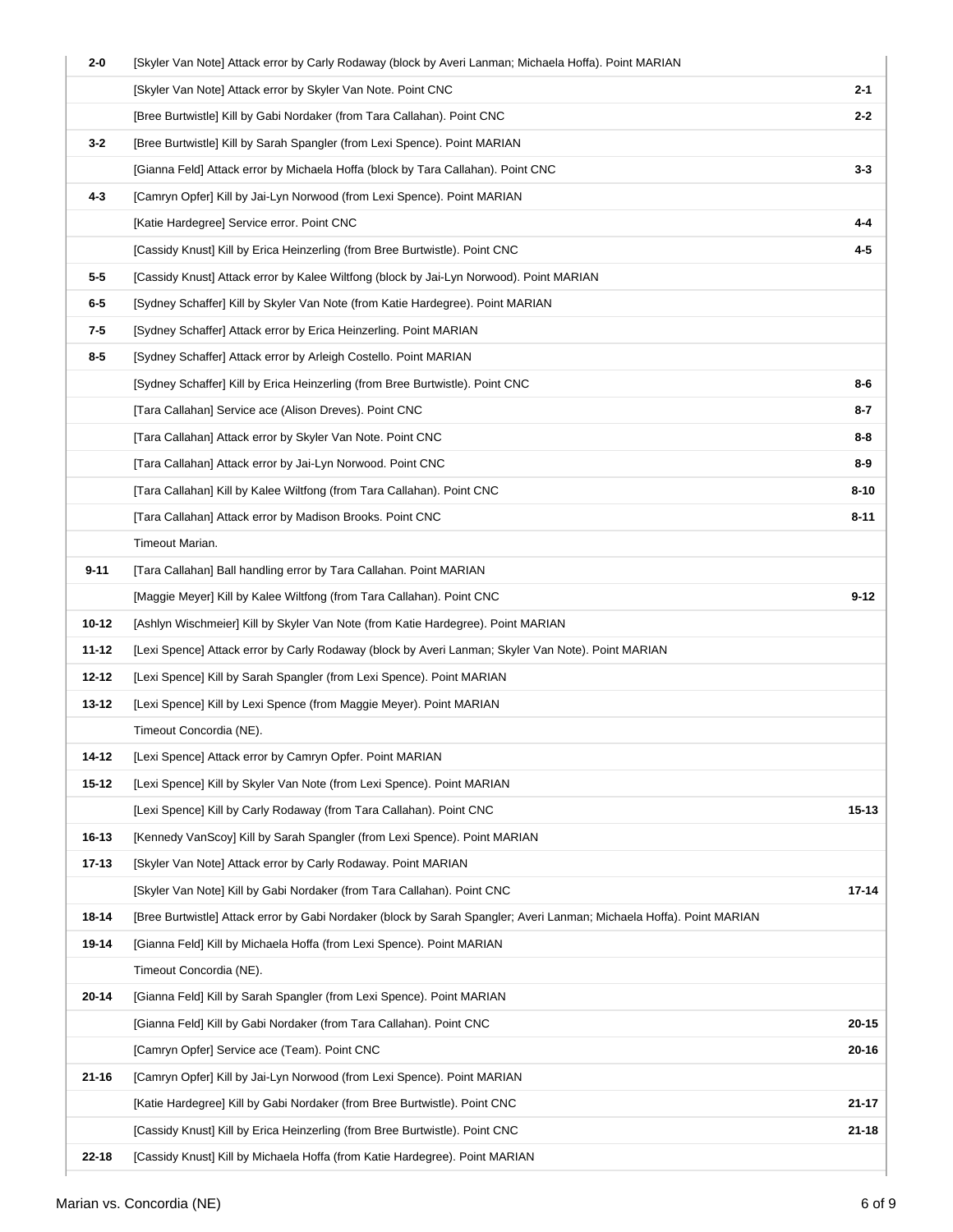| | | |
|---|---|---|
| 2-0 | [Skyler Van Note] Attack error by Carly Rodaway (block by Averi Lanman; Michaela Hoffa). Point MARIAN | |
| | [Skyler Van Note] Attack error by Skyler Van Note. Point CNC | 2-1 |
| | [Bree Burtwistle] Kill by Gabi Nordaker (from Tara Callahan). Point CNC | 2-2 |
| 3-2 | [Bree Burtwistle] Kill by Sarah Spangler (from Lexi Spence). Point MARIAN | |
| | [Gianna Feld] Attack error by Michaela Hoffa (block by Tara Callahan). Point CNC | 3-3 |
| 4-3 | [Camryn Opfer] Kill by Jai-Lyn Norwood (from Lexi Spence). Point MARIAN | |
| | [Katie Hardegree] Service error. Point CNC | 4-4 |
| | [Cassidy Knust] Kill by Erica Heinzerling (from Bree Burtwistle). Point CNC | 4-5 |
| 5-5 | [Cassidy Knust] Attack error by Kalee Wiltfong (block by Jai-Lyn Norwood). Point MARIAN | |
| 6-5 | [Sydney Schaffer] Kill by Skyler Van Note (from Katie Hardegree). Point MARIAN | |
| 7-5 | [Sydney Schaffer] Attack error by Erica Heinzerling. Point MARIAN | |
| 8-5 | [Sydney Schaffer] Attack error by Arleigh Costello. Point MARIAN | |
| | [Sydney Schaffer] Kill by Erica Heinzerling (from Bree Burtwistle). Point CNC | 8-6 |
| | [Tara Callahan] Service ace (Alison Dreves). Point CNC | 8-7 |
| | [Tara Callahan] Attack error by Skyler Van Note. Point CNC | 8-8 |
| | [Tara Callahan] Attack error by Jai-Lyn Norwood. Point CNC | 8-9 |
| | [Tara Callahan] Kill by Kalee Wiltfong (from Tara Callahan). Point CNC | 8-10 |
| | [Tara Callahan] Attack error by Madison Brooks. Point CNC | 8-11 |
| | Timeout Marian. | |
| 9-11 | [Tara Callahan] Ball handling error by Tara Callahan. Point MARIAN | |
| | [Maggie Meyer] Kill by Kalee Wiltfong (from Tara Callahan). Point CNC | 9-12 |
| 10-12 | [Ashlyn Wischmeier] Kill by Skyler Van Note (from Katie Hardegree). Point MARIAN | |
| 11-12 | [Lexi Spence] Attack error by Carly Rodaway (block by Averi Lanman; Skyler Van Note). Point MARIAN | |
| 12-12 | [Lexi Spence] Kill by Sarah Spangler (from Lexi Spence). Point MARIAN | |
| 13-12 | [Lexi Spence] Kill by Lexi Spence (from Maggie Meyer). Point MARIAN | |
| | Timeout Concordia (NE). | |
| 14-12 | [Lexi Spence] Attack error by Camryn Opfer. Point MARIAN | |
| 15-12 | [Lexi Spence] Kill by Skyler Van Note (from Lexi Spence). Point MARIAN | |
| | [Lexi Spence] Kill by Carly Rodaway (from Tara Callahan). Point CNC | 15-13 |
| 16-13 | [Kennedy VanScoy] Kill by Sarah Spangler (from Lexi Spence). Point MARIAN | |
| 17-13 | [Skyler Van Note] Attack error by Carly Rodaway. Point MARIAN | |
| | [Skyler Van Note] Kill by Gabi Nordaker (from Tara Callahan). Point CNC | 17-14 |
| 18-14 | [Bree Burtwistle] Attack error by Gabi Nordaker (block by Sarah Spangler; Averi Lanman; Michaela Hoffa). Point MARIAN | |
| 19-14 | [Gianna Feld] Kill by Michaela Hoffa (from Lexi Spence). Point MARIAN | |
| | Timeout Concordia (NE). | |
| 20-14 | [Gianna Feld] Kill by Sarah Spangler (from Lexi Spence). Point MARIAN | |
| | [Gianna Feld] Kill by Gabi Nordaker (from Tara Callahan). Point CNC | 20-15 |
| | [Camryn Opfer] Service ace (Team). Point CNC | 20-16 |
| 21-16 | [Camryn Opfer] Kill by Jai-Lyn Norwood (from Lexi Spence). Point MARIAN | |
| | [Katie Hardegree] Kill by Gabi Nordaker (from Bree Burtwistle). Point CNC | 21-17 |
| | [Cassidy Knust] Kill by Erica Heinzerling (from Bree Burtwistle). Point CNC | 21-18 |
| 22-18 | [Cassidy Knust] Kill by Michaela Hoffa (from Katie Hardegree). Point MARIAN | |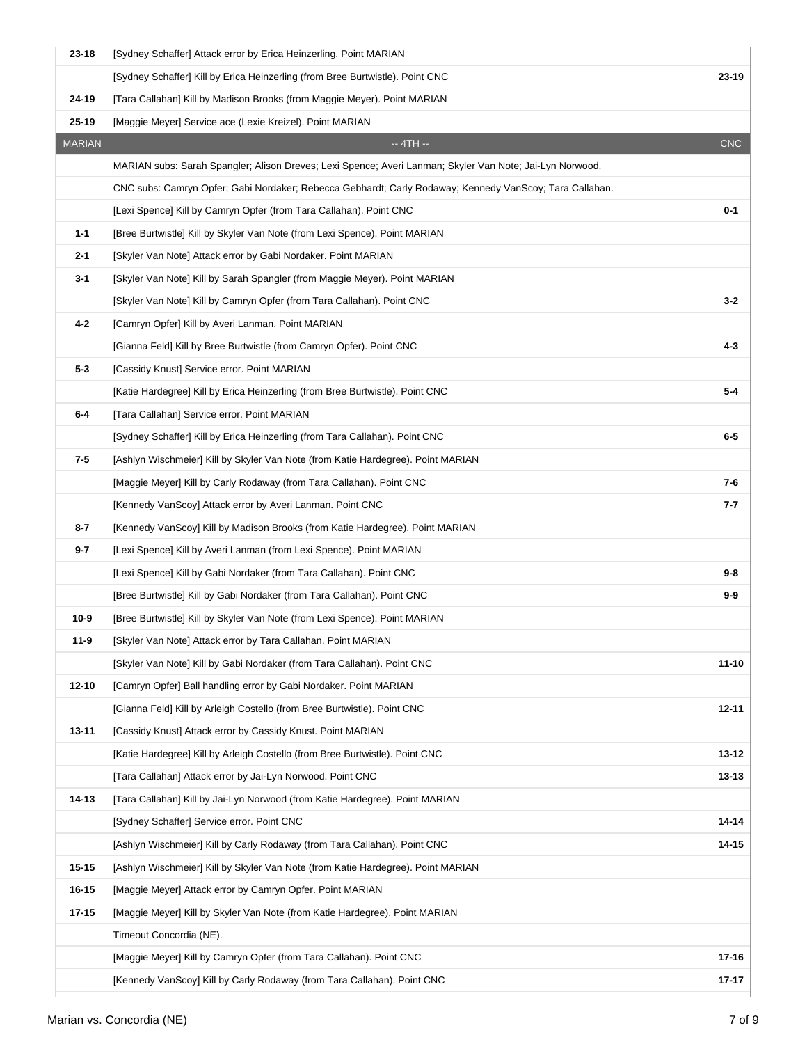| MARIAN | Play | CNC |
| --- | --- | --- |
| 23-18 | [Sydney Schaffer] Attack error by Erica Heinzerling. Point MARIAN | |
| | [Sydney Schaffer] Kill by Erica Heinzerling (from Bree Burtwistle). Point CNC | 23-19 |
| 24-19 | [Tara Callahan] Kill by Madison Brooks (from Maggie Meyer). Point MARIAN | |
| 25-19 | [Maggie Meyer] Service ace (Lexie Kreizel). Point MARIAN | |
| MARIAN | -- 4TH -- | CNC |
| | MARIAN subs: Sarah Spangler; Alison Dreves; Lexi Spence; Averi Lanman; Skyler Van Note; Jai-Lyn Norwood. | |
| | CNC subs: Camryn Opfer; Gabi Nordaker; Rebecca Gebhardt; Carly Rodaway; Kennedy VanScoy; Tara Callahan. | |
| | [Lexi Spence] Kill by Camryn Opfer (from Tara Callahan). Point CNC | 0-1 |
| 1-1 | [Bree Burtwistle] Kill by Skyler Van Note (from Lexi Spence). Point MARIAN | |
| 2-1 | [Skyler Van Note] Attack error by Gabi Nordaker. Point MARIAN | |
| 3-1 | [Skyler Van Note] Kill by Sarah Spangler (from Maggie Meyer). Point MARIAN | |
| | [Skyler Van Note] Kill by Camryn Opfer (from Tara Callahan). Point CNC | 3-2 |
| 4-2 | [Camryn Opfer] Kill by Averi Lanman. Point MARIAN | |
| | [Gianna Feld] Kill by Bree Burtwistle (from Camryn Opfer). Point CNC | 4-3 |
| 5-3 | [Cassidy Knust] Service error. Point MARIAN | |
| | [Katie Hardegree] Kill by Erica Heinzerling (from Bree Burtwistle). Point CNC | 5-4 |
| 6-4 | [Tara Callahan] Service error. Point MARIAN | |
| | [Sydney Schaffer] Kill by Erica Heinzerling (from Tara Callahan). Point CNC | 6-5 |
| 7-5 | [Ashlyn Wischmeier] Kill by Skyler Van Note (from Katie Hardegree). Point MARIAN | |
| | [Maggie Meyer] Kill by Carly Rodaway (from Tara Callahan). Point CNC | 7-6 |
| | [Kennedy VanScoy] Attack error by Averi Lanman. Point CNC | 7-7 |
| 8-7 | [Kennedy VanScoy] Kill by Madison Brooks (from Katie Hardegree). Point MARIAN | |
| 9-7 | [Lexi Spence] Kill by Averi Lanman (from Lexi Spence). Point MARIAN | |
| | [Lexi Spence] Kill by Gabi Nordaker (from Tara Callahan). Point CNC | 9-8 |
| | [Bree Burtwistle] Kill by Gabi Nordaker (from Tara Callahan). Point CNC | 9-9 |
| 10-9 | [Bree Burtwistle] Kill by Skyler Van Note (from Lexi Spence). Point MARIAN | |
| 11-9 | [Skyler Van Note] Attack error by Tara Callahan. Point MARIAN | |
| | [Skyler Van Note] Kill by Gabi Nordaker (from Tara Callahan). Point CNC | 11-10 |
| 12-10 | [Camryn Opfer] Ball handling error by Gabi Nordaker. Point MARIAN | |
| | [Gianna Feld] Kill by Arleigh Costello (from Bree Burtwistle). Point CNC | 12-11 |
| 13-11 | [Cassidy Knust] Attack error by Cassidy Knust. Point MARIAN | |
| | [Katie Hardegree] Kill by Arleigh Costello (from Bree Burtwistle). Point CNC | 13-12 |
| | [Tara Callahan] Attack error by Jai-Lyn Norwood. Point CNC | 13-13 |
| 14-13 | [Tara Callahan] Kill by Jai-Lyn Norwood (from Katie Hardegree). Point MARIAN | |
| | [Sydney Schaffer] Service error. Point CNC | 14-14 |
| | [Ashlyn Wischmeier] Kill by Carly Rodaway (from Tara Callahan). Point CNC | 14-15 |
| 15-15 | [Ashlyn Wischmeier] Kill by Skyler Van Note (from Katie Hardegree). Point MARIAN | |
| 16-15 | [Maggie Meyer] Attack error by Camryn Opfer. Point MARIAN | |
| 17-15 | [Maggie Meyer] Kill by Skyler Van Note (from Katie Hardegree). Point MARIAN | |
| | Timeout Concordia (NE). | |
| | [Maggie Meyer] Kill by Camryn Opfer (from Tara Callahan). Point CNC | 17-16 |
| | [Kennedy VanScoy] Kill by Carly Rodaway (from Tara Callahan). Point CNC | 17-17 |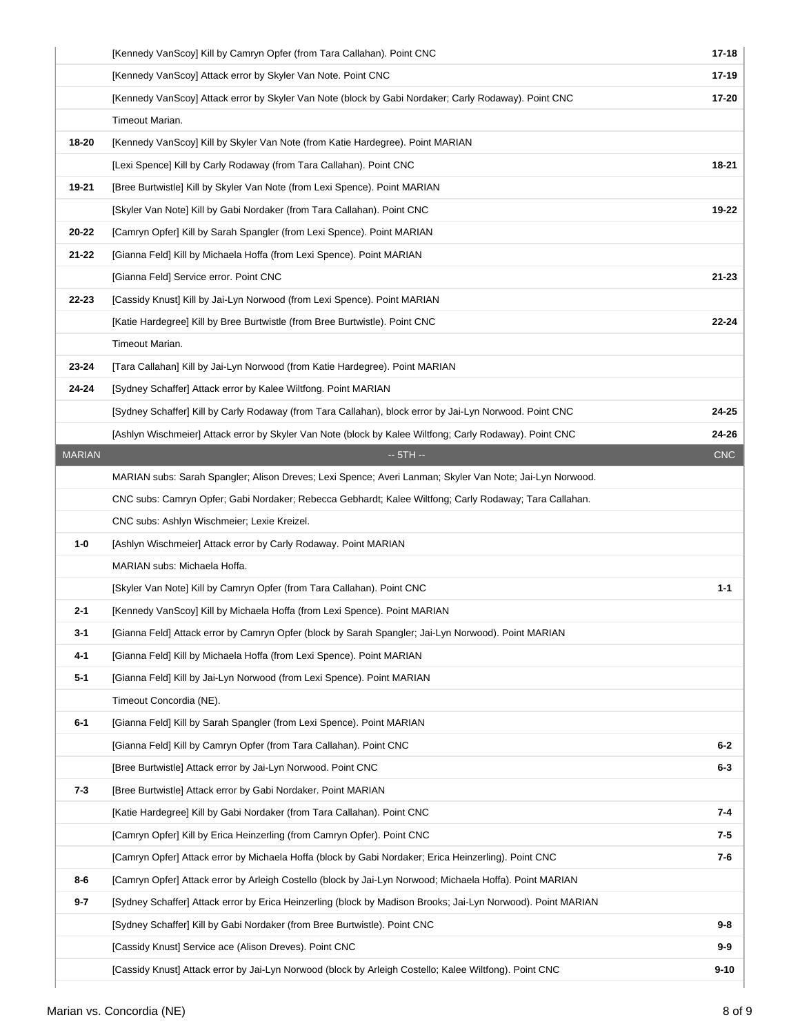| | | |
|---|---|---|
| | [Kennedy VanScoy] Kill by Camryn Opfer (from Tara Callahan). Point CNC | 17-18 |
| | [Kennedy VanScoy] Attack error by Skyler Van Note. Point CNC | 17-19 |
| | [Kennedy VanScoy] Attack error by Skyler Van Note (block by Gabi Nordaker; Carly Rodaway). Point CNC | 17-20 |
| | Timeout Marian. | |
| 18-20 | [Kennedy VanScoy] Kill by Skyler Van Note (from Katie Hardegree). Point MARIAN | |
| | [Lexi Spence] Kill by Carly Rodaway (from Tara Callahan). Point CNC | 18-21 |
| 19-21 | [Bree Burtwistle] Kill by Skyler Van Note (from Lexi Spence). Point MARIAN | |
| | [Skyler Van Note] Kill by Gabi Nordaker (from Tara Callahan). Point CNC | 19-22 |
| 20-22 | [Camryn Opfer] Kill by Sarah Spangler (from Lexi Spence). Point MARIAN | |
| 21-22 | [Gianna Feld] Kill by Michaela Hoffa (from Lexi Spence). Point MARIAN | |
| | [Gianna Feld] Service error. Point CNC | 21-23 |
| 22-23 | [Cassidy Knust] Kill by Jai-Lyn Norwood (from Lexi Spence). Point MARIAN | |
| | [Katie Hardegree] Kill by Bree Burtwistle (from Bree Burtwistle). Point CNC | 22-24 |
| | Timeout Marian. | |
| 23-24 | [Tara Callahan] Kill by Jai-Lyn Norwood (from Katie Hardegree). Point MARIAN | |
| 24-24 | [Sydney Schaffer] Attack error by Kalee Wiltfong. Point MARIAN | |
| | [Sydney Schaffer] Kill by Carly Rodaway (from Tara Callahan), block error by Jai-Lyn Norwood. Point CNC | 24-25 |
| | [Ashlyn Wischmeier] Attack error by Skyler Van Note (block by Kalee Wiltfong; Carly Rodaway). Point CNC | 24-26 |
| MARIAN | -- 5TH -- | CNC |
| | MARIAN subs: Sarah Spangler; Alison Dreves; Lexi Spence; Averi Lanman; Skyler Van Note; Jai-Lyn Norwood. | |
| | CNC subs: Camryn Opfer; Gabi Nordaker; Rebecca Gebhardt; Kalee Wiltfong; Carly Rodaway; Tara Callahan. | |
| | CNC subs: Ashlyn Wischmeier; Lexie Kreizel. | |
| 1-0 | [Ashlyn Wischmeier] Attack error by Carly Rodaway. Point MARIAN | |
| | MARIAN subs: Michaela Hoffa. | |
| | [Skyler Van Note] Kill by Camryn Opfer (from Tara Callahan). Point CNC | 1-1 |
| 2-1 | [Kennedy VanScoy] Kill by Michaela Hoffa (from Lexi Spence). Point MARIAN | |
| 3-1 | [Gianna Feld] Attack error by Camryn Opfer (block by Sarah Spangler; Jai-Lyn Norwood). Point MARIAN | |
| 4-1 | [Gianna Feld] Kill by Michaela Hoffa (from Lexi Spence). Point MARIAN | |
| 5-1 | [Gianna Feld] Kill by Jai-Lyn Norwood (from Lexi Spence). Point MARIAN | |
| | Timeout Concordia (NE). | |
| 6-1 | [Gianna Feld] Kill by Sarah Spangler (from Lexi Spence). Point MARIAN | |
| | [Gianna Feld] Kill by Camryn Opfer (from Tara Callahan). Point CNC | 6-2 |
| | [Bree Burtwistle] Attack error by Jai-Lyn Norwood. Point CNC | 6-3 |
| 7-3 | [Bree Burtwistle] Attack error by Gabi Nordaker. Point MARIAN | |
| | [Katie Hardegree] Kill by Gabi Nordaker (from Tara Callahan). Point CNC | 7-4 |
| | [Camryn Opfer] Kill by Erica Heinzerling (from Camryn Opfer). Point CNC | 7-5 |
| | [Camryn Opfer] Attack error by Michaela Hoffa (block by Gabi Nordaker; Erica Heinzerling). Point CNC | 7-6 |
| 8-6 | [Camryn Opfer] Attack error by Arleigh Costello (block by Jai-Lyn Norwood; Michaela Hoffa). Point MARIAN | |
| 9-7 | [Sydney Schaffer] Attack error by Erica Heinzerling (block by Madison Brooks; Jai-Lyn Norwood). Point MARIAN | |
| | [Sydney Schaffer] Kill by Gabi Nordaker (from Bree Burtwistle). Point CNC | 9-8 |
| | [Cassidy Knust] Service ace (Alison Dreves). Point CNC | 9-9 |
| | [Cassidy Knust] Attack error by Jai-Lyn Norwood (block by Arleigh Costello; Kalee Wiltfong). Point CNC | 9-10 |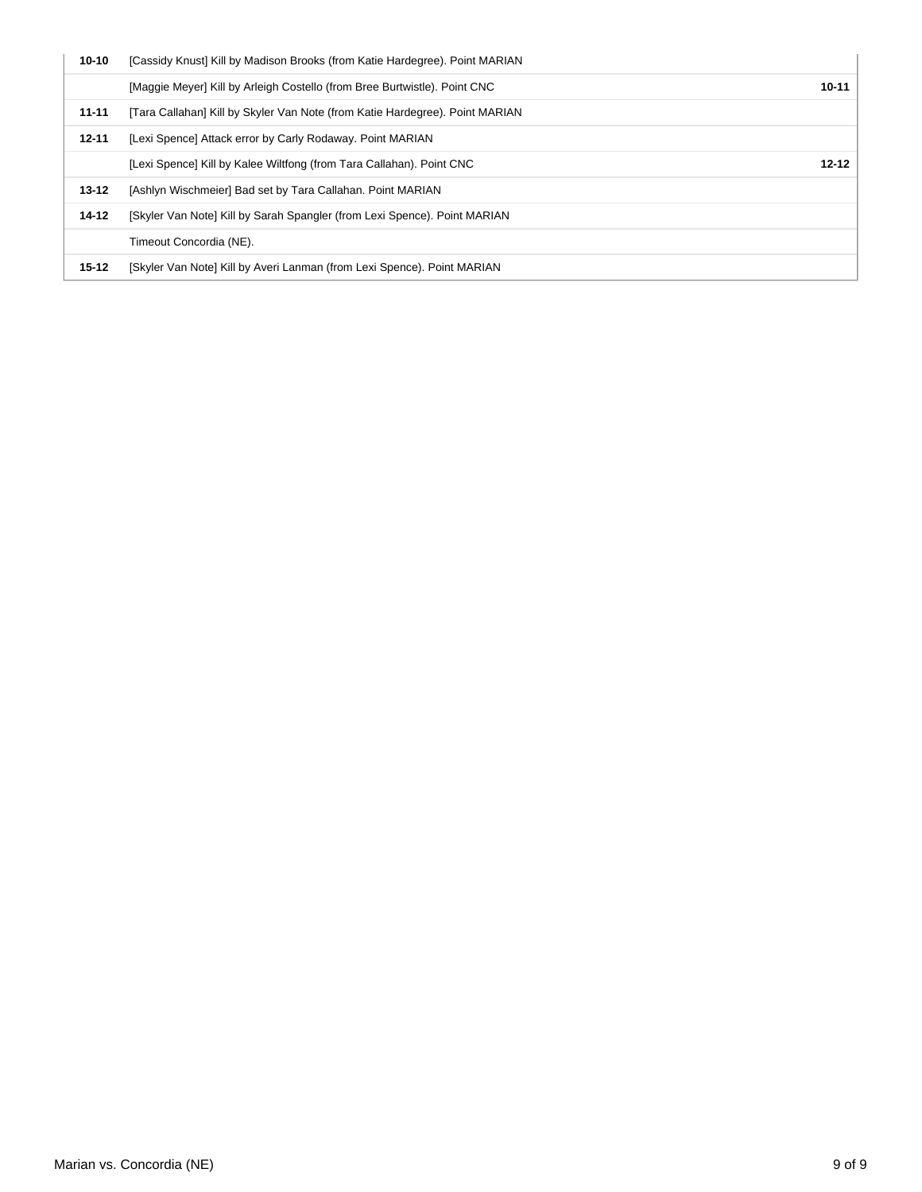| | | |
|---|---|---|
| 10-10 | [Cassidy Knust] Kill by Madison Brooks (from Katie Hardegree). Point MARIAN | |
| | [Maggie Meyer] Kill by Arleigh Costello (from Bree Burtwistle). Point CNC | 10-11 |
| 11-11 | [Tara Callahan] Kill by Skyler Van Note (from Katie Hardegree). Point MARIAN | |
| 12-11 | [Lexi Spence] Attack error by Carly Rodaway. Point MARIAN | |
| | [Lexi Spence] Kill by Kalee Wiltfong (from Tara Callahan). Point CNC | 12-12 |
| 13-12 | [Ashlyn Wischmeier] Bad set by Tara Callahan. Point MARIAN | |
| 14-12 | [Skyler Van Note] Kill by Sarah Spangler (from Lexi Spence). Point MARIAN | |
| | Timeout Concordia (NE). | |
| 15-12 | [Skyler Van Note] Kill by Averi Lanman (from Lexi Spence). Point MARIAN | |